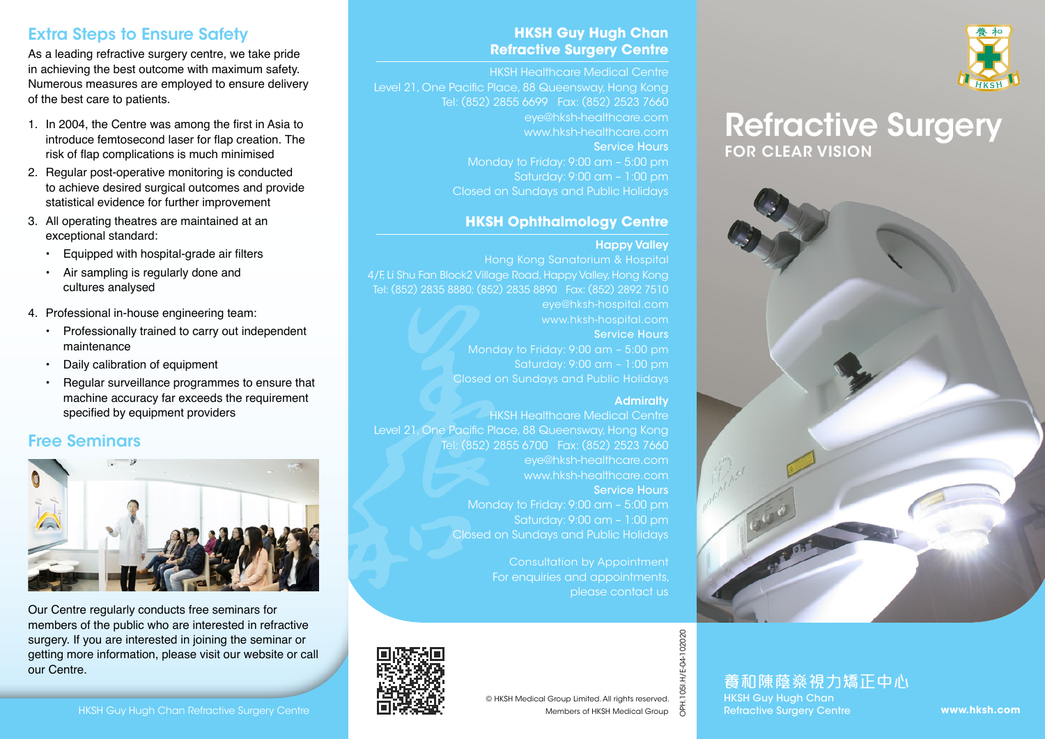## Extra Steps to Ensure Safety

As a leading refractive surgery centre, we take pride in achieving the best outcome with maximum safety. Numerous measures are employed to ensure delivery of the best care to patients.

1. In 2004, the Centre was among the first in Asia to introduce femtosecond laser for flap creation. The risk of flap complications is much minimised
2. Regular post-operative monitoring is conducted to achieve desired surgical outcomes and provide statistical evidence for further improvement
3. All operating theatres are maintained at an exceptional standard:
   - Equipped with hospital-grade air filters
   - Air sampling is regularly done and cultures analysed
4. Professional in-house engineering team:
   - Professionally trained to carry out independent maintenance
   - Daily calibration of equipment
   - Regular surveillance programmes to ensure that machine accuracy far exceeds the requirement specified by equipment providers

## Free Seminars

Our Centre regularly conducts free seminars for members of the public who are interested in refractive surgery. If you are interested in joining the seminar or getting more information, please visit our website or call our Centre.

HKSH Guy Hugh Chan Refractive Surgery Centre

## HKSH Guy Hugh Chan Refractive Surgery Centre

HKSH Healthcare Medical Centre
Level 21, One Pacific Place, 88 Queensway, Hong Kong
Tel: (852) 2855 6699 Fax: (852) 2523 7660
eye@hksh-healthcare.com
www.hksh-healthcare.com

**Service Hours**
Monday to Friday: 9:00 am – 5:00 pm
Saturday: 9:00 am – 1:00 pm
Closed on Sundays and Public Holidays

## HKSH Ophthalmology Centre

**Happy Valley**
Hong Kong Sanatorium & Hospital
4/F, Li Shu Fan Block2 Village Road, Happy Valley, Hong Kong
Tel: (852) 2835 8880; (852) 2835 8890 Fax: (852) 2892 7510
eye@hksh-hospital.com
www.hksh-hospital.com

**Service Hours**
Monday to Friday: 9:00 am – 5:00 pm
Saturday: 9:00 am – 1:00 pm
Closed on Sundays and Public Holidays

**Admiralty**
HKSH Healthcare Medical Centre
Level 21, One Pacific Place, 88 Queensway, Hong Kong
Tel: (852) 2855 6700 Fax: (852) 2523 7660
eye@hksh-healthcare.com
www.hksh-healthcare.com

**Service Hours**
Monday to Friday: 9:00 am – 5:00 pm
Saturday: 9:00 am – 1:00 pm
Closed on Sundays and Public Holidays

Consultation by Appointment
For enquiries and appointments, please contact us

© HKSH Medical Group Limited. All rights reserved.
Members of HKSH Medical Group

OPH.105I.H/E-04-102020

# Refractive Surgery

## FOR CLEAR VISION

養和陳蔭燊視力矯正中心
HKSH Guy Hugh Chan Refractive Surgery Centre

www.hksh.com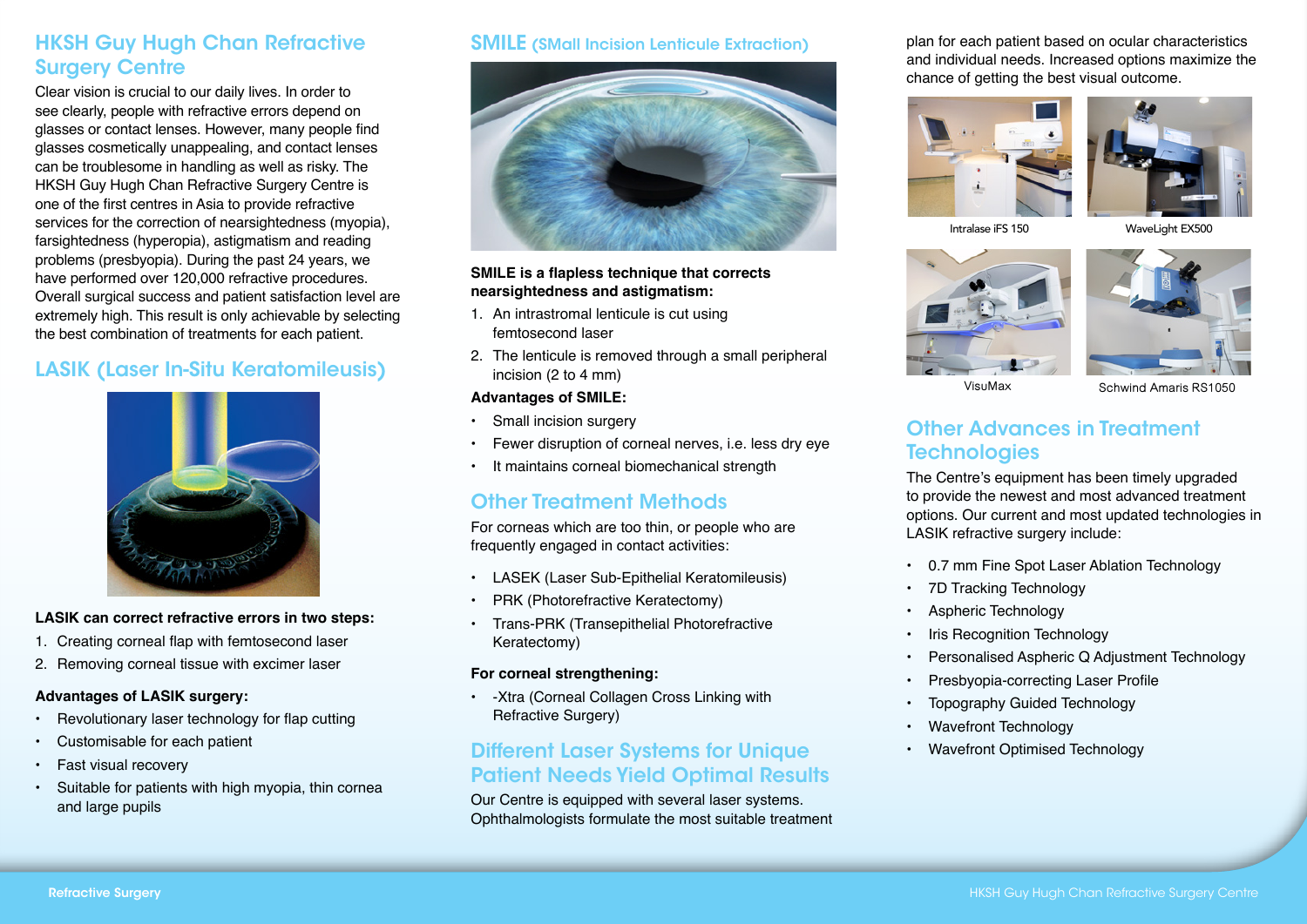## HKSH Guy Hugh Chan Refractive Surgery Centre

Clear vision is crucial to our daily lives. In order to see clearly, people with refractive errors depend on glasses or contact lenses. However, many people find glasses cosmetically unappealing, and contact lenses can be troublesome in handling as well as risky. The HKSH Guy Hugh Chan Refractive Surgery Centre is one of the first centres in Asia to provide refractive services for the correction of nearsightedness (myopia), farsightedness (hyperopia), astigmatism and reading problems (presbyopia). During the past 24 years, we have performed over 120,000 refractive procedures. Overall surgical success and patient satisfaction level are extremely high. This result is only achievable by selecting the best combination of treatments for each patient.

## LASIK (Laser In-Situ Keratomileusis)

**LASIK can correct refractive errors in two steps:**

1. Creating corneal flap with femtosecond laser
2. Removing corneal tissue with excimer laser

**Advantages of LASIK surgery:**

- Revolutionary laser technology for flap cutting
- Customisable for each patient
- Fast visual recovery
- Suitable for patients with high myopia, thin cornea and large pupils

## SMILE (SMall Incision Lenticule Extraction)

**SMILE is a flapless technique that corrects nearsightedness and astigmatism:**

1. An intrastromal lenticule is cut using femtosecond laser
2. The lenticule is removed through a small peripheral incision (2 to 4 mm)

**Advantages of SMILE:**

- Small incision surgery
- Fewer disruption of corneal nerves, i.e. less dry eye
- It maintains corneal biomechanical strength

## Other Treatment Methods

For corneas which are too thin, or people who are frequently engaged in contact activities:

- LASEK (Laser Sub-Epithelial Keratomileusis)
- PRK (Photorefractive Keratectomy)
- Trans-PRK (Transepithelial Photorefractive Keratectomy)

**For corneal strengthening:**

- -Xtra (Corneal Collagen Cross Linking with Refractive Surgery)

## Different Laser Systems for Unique Patient Needs Yield Optimal Results

Our Centre is equipped with several laser systems. Ophthalmologists formulate the most suitable treatment plan for each patient based on ocular characteristics and individual needs. Increased options maximize the chance of getting the best visual outcome.

Intralase iFS 150

WaveLight EX500

VisuMax

Schwind Amaris RS1050

## Other Advances in Treatment Technologies

The Centre's equipment has been timely upgraded to provide the newest and most advanced treatment options. Our current and most updated technologies in LASIK refractive surgery include:

- 0.7 mm Fine Spot Laser Ablation Technology
- 7D Tracking Technology
- Aspheric Technology
- Iris Recognition Technology
- Personalised Aspheric Q Adjustment Technology
- Presbyopia-correcting Laser Profile
- Topography Guided Technology
- Wavefront Technology
- Wavefront Optimised Technology